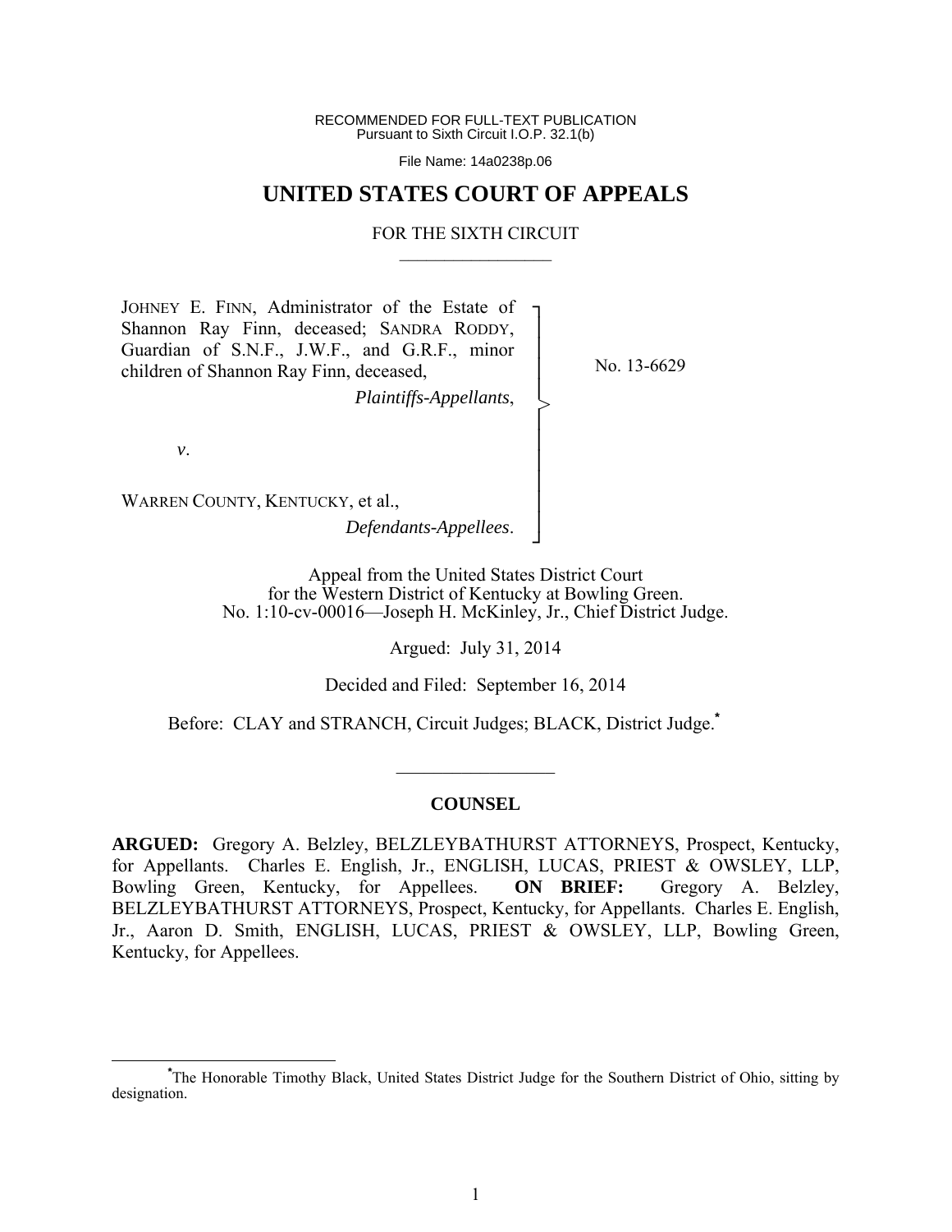RECOMMENDED FOR FULL-TEXT PUBLICATION
Pursuant to Sixth Circuit I.O.P. 32.1(b)

File Name: 14a0238p.06

# UNITED STATES COURT OF APPEALS

FOR THE SIXTH CIRCUIT

JOHNEY E. FINN, Administrator of the Estate of Shannon Ray Finn, deceased; SANDRA RODDY, Guardian of S.N.F., J.W.F., and G.R.F., minor children of Shannon Ray Finn, deceased,

*Plaintiffs-Appellants*,

*v*.

WARREN COUNTY, KENTUCKY, et al.,

*Defendants-Appellees*.

No. 13-6629

Appeal from the United States District Court
for the Western District of Kentucky at Bowling Green.
No. 1:10-cv-00016—Joseph H. McKinley, Jr., Chief District Judge.

Argued: July 31, 2014

Decided and Filed: September 16, 2014

Before: CLAY and STRANCH, Circuit Judges; BLACK, District Judge.*

## COUNSEL

**ARGUED:** Gregory A. Belzley, BELZLEYBATHURST ATTORNEYS, Prospect, Kentucky, for Appellants. Charles E. English, Jr., ENGLISH, LUCAS, PRIEST & OWSLEY, LLP, Bowling Green, Kentucky, for Appellees. **ON BRIEF:** Gregory A. Belzley, BELZLEYBATHURST ATTORNEYS, Prospect, Kentucky, for Appellants. Charles E. English, Jr., Aaron D. Smith, ENGLISH, LUCAS, PRIEST & OWSLEY, LLP, Bowling Green, Kentucky, for Appellees.

*The Honorable Timothy Black, United States District Judge for the Southern District of Ohio, sitting by designation.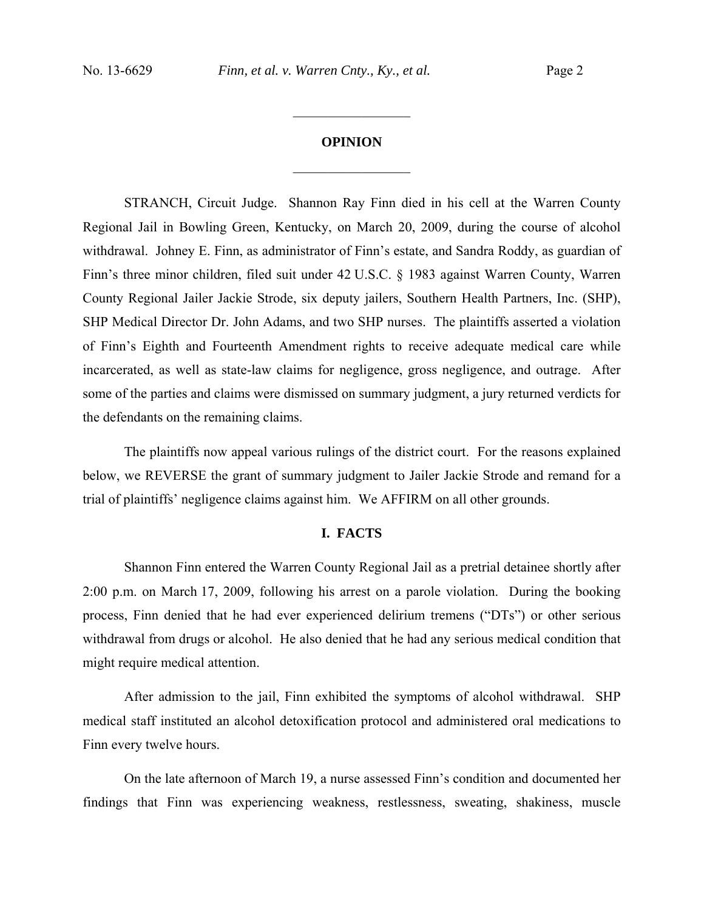## OPINION

STRANCH, Circuit Judge. Shannon Ray Finn died in his cell at the Warren County Regional Jail in Bowling Green, Kentucky, on March 20, 2009, during the course of alcohol withdrawal. Johney E. Finn, as administrator of Finn's estate, and Sandra Roddy, as guardian of Finn's three minor children, filed suit under 42 U.S.C. § 1983 against Warren County, Warren County Regional Jailer Jackie Strode, six deputy jailers, Southern Health Partners, Inc. (SHP), SHP Medical Director Dr. John Adams, and two SHP nurses. The plaintiffs asserted a violation of Finn's Eighth and Fourteenth Amendment rights to receive adequate medical care while incarcerated, as well as state-law claims for negligence, gross negligence, and outrage. After some of the parties and claims were dismissed on summary judgment, a jury returned verdicts for the defendants on the remaining claims.

The plaintiffs now appeal various rulings of the district court. For the reasons explained below, we REVERSE the grant of summary judgment to Jailer Jackie Strode and remand for a trial of plaintiffs' negligence claims against him. We AFFIRM on all other grounds.

### I. FACTS

Shannon Finn entered the Warren County Regional Jail as a pretrial detainee shortly after 2:00 p.m. on March 17, 2009, following his arrest on a parole violation. During the booking process, Finn denied that he had ever experienced delirium tremens ("DTs") or other serious withdrawal from drugs or alcohol. He also denied that he had any serious medical condition that might require medical attention.

After admission to the jail, Finn exhibited the symptoms of alcohol withdrawal. SHP medical staff instituted an alcohol detoxification protocol and administered oral medications to Finn every twelve hours.

On the late afternoon of March 19, a nurse assessed Finn's condition and documented her findings that Finn was experiencing weakness, restlessness, sweating, shakiness, muscle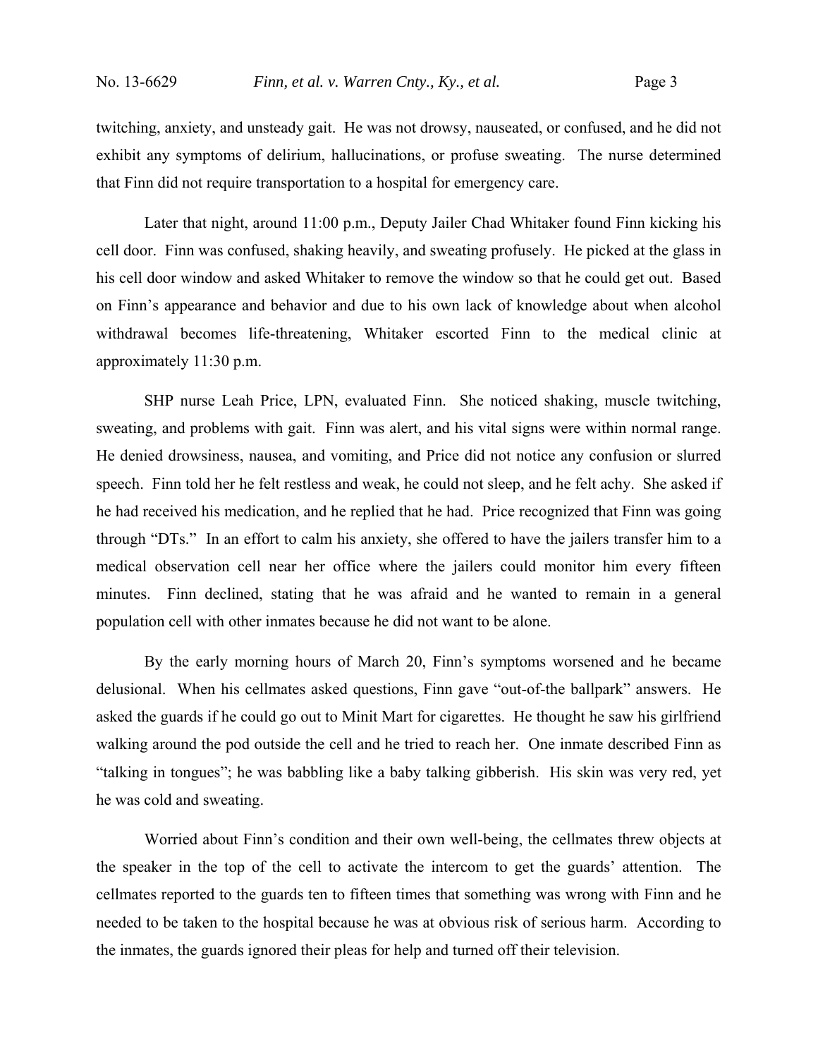twitching, anxiety, and unsteady gait. He was not drowsy, nauseated, or confused, and he did not exhibit any symptoms of delirium, hallucinations, or profuse sweating. The nurse determined that Finn did not require transportation to a hospital for emergency care.

Later that night, around 11:00 p.m., Deputy Jailer Chad Whitaker found Finn kicking his cell door. Finn was confused, shaking heavily, and sweating profusely. He picked at the glass in his cell door window and asked Whitaker to remove the window so that he could get out. Based on Finn's appearance and behavior and due to his own lack of knowledge about when alcohol withdrawal becomes life-threatening, Whitaker escorted Finn to the medical clinic at approximately 11:30 p.m.

SHP nurse Leah Price, LPN, evaluated Finn. She noticed shaking, muscle twitching, sweating, and problems with gait. Finn was alert, and his vital signs were within normal range. He denied drowsiness, nausea, and vomiting, and Price did not notice any confusion or slurred speech. Finn told her he felt restless and weak, he could not sleep, and he felt achy. She asked if he had received his medication, and he replied that he had. Price recognized that Finn was going through "DTs." In an effort to calm his anxiety, she offered to have the jailers transfer him to a medical observation cell near her office where the jailers could monitor him every fifteen minutes. Finn declined, stating that he was afraid and he wanted to remain in a general population cell with other inmates because he did not want to be alone.

By the early morning hours of March 20, Finn's symptoms worsened and he became delusional. When his cellmates asked questions, Finn gave "out-of-the ballpark" answers. He asked the guards if he could go out to Minit Mart for cigarettes. He thought he saw his girlfriend walking around the pod outside the cell and he tried to reach her. One inmate described Finn as "talking in tongues"; he was babbling like a baby talking gibberish. His skin was very red, yet he was cold and sweating.

Worried about Finn's condition and their own well-being, the cellmates threw objects at the speaker in the top of the cell to activate the intercom to get the guards' attention. The cellmates reported to the guards ten to fifteen times that something was wrong with Finn and he needed to be taken to the hospital because he was at obvious risk of serious harm. According to the inmates, the guards ignored their pleas for help and turned off their television.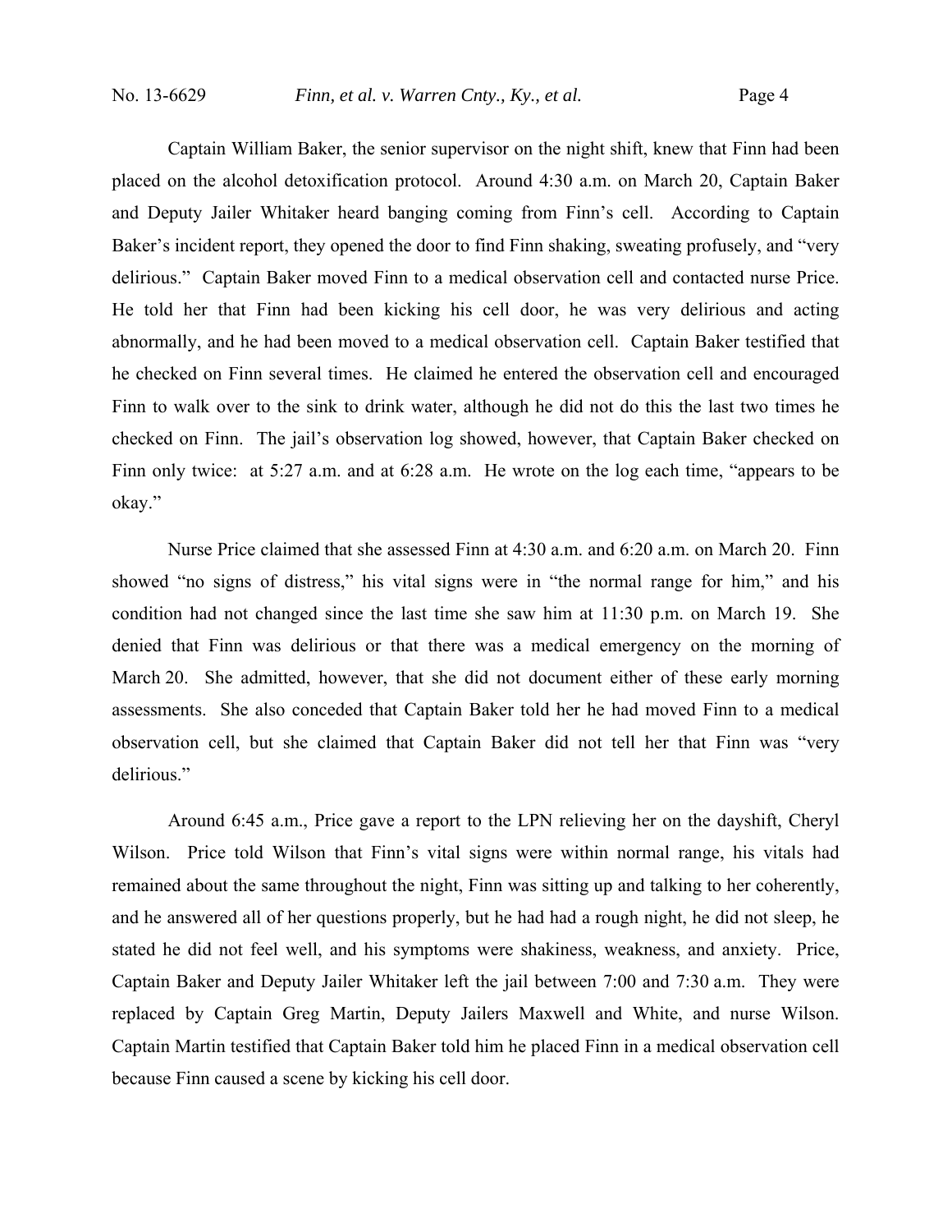Captain William Baker, the senior supervisor on the night shift, knew that Finn had been placed on the alcohol detoxification protocol. Around 4:30 a.m. on March 20, Captain Baker and Deputy Jailer Whitaker heard banging coming from Finn's cell. According to Captain Baker's incident report, they opened the door to find Finn shaking, sweating profusely, and "very delirious." Captain Baker moved Finn to a medical observation cell and contacted nurse Price. He told her that Finn had been kicking his cell door, he was very delirious and acting abnormally, and he had been moved to a medical observation cell. Captain Baker testified that he checked on Finn several times. He claimed he entered the observation cell and encouraged Finn to walk over to the sink to drink water, although he did not do this the last two times he checked on Finn. The jail's observation log showed, however, that Captain Baker checked on Finn only twice: at 5:27 a.m. and at 6:28 a.m. He wrote on the log each time, "appears to be okay."

Nurse Price claimed that she assessed Finn at 4:30 a.m. and 6:20 a.m. on March 20. Finn showed "no signs of distress," his vital signs were in "the normal range for him," and his condition had not changed since the last time she saw him at 11:30 p.m. on March 19. She denied that Finn was delirious or that there was a medical emergency on the morning of March 20. She admitted, however, that she did not document either of these early morning assessments. She also conceded that Captain Baker told her he had moved Finn to a medical observation cell, but she claimed that Captain Baker did not tell her that Finn was "very delirious."

Around 6:45 a.m., Price gave a report to the LPN relieving her on the dayshift, Cheryl Wilson. Price told Wilson that Finn's vital signs were within normal range, his vitals had remained about the same throughout the night, Finn was sitting up and talking to her coherently, and he answered all of her questions properly, but he had had a rough night, he did not sleep, he stated he did not feel well, and his symptoms were shakiness, weakness, and anxiety. Price, Captain Baker and Deputy Jailer Whitaker left the jail between 7:00 and 7:30 a.m. They were replaced by Captain Greg Martin, Deputy Jailers Maxwell and White, and nurse Wilson. Captain Martin testified that Captain Baker told him he placed Finn in a medical observation cell because Finn caused a scene by kicking his cell door.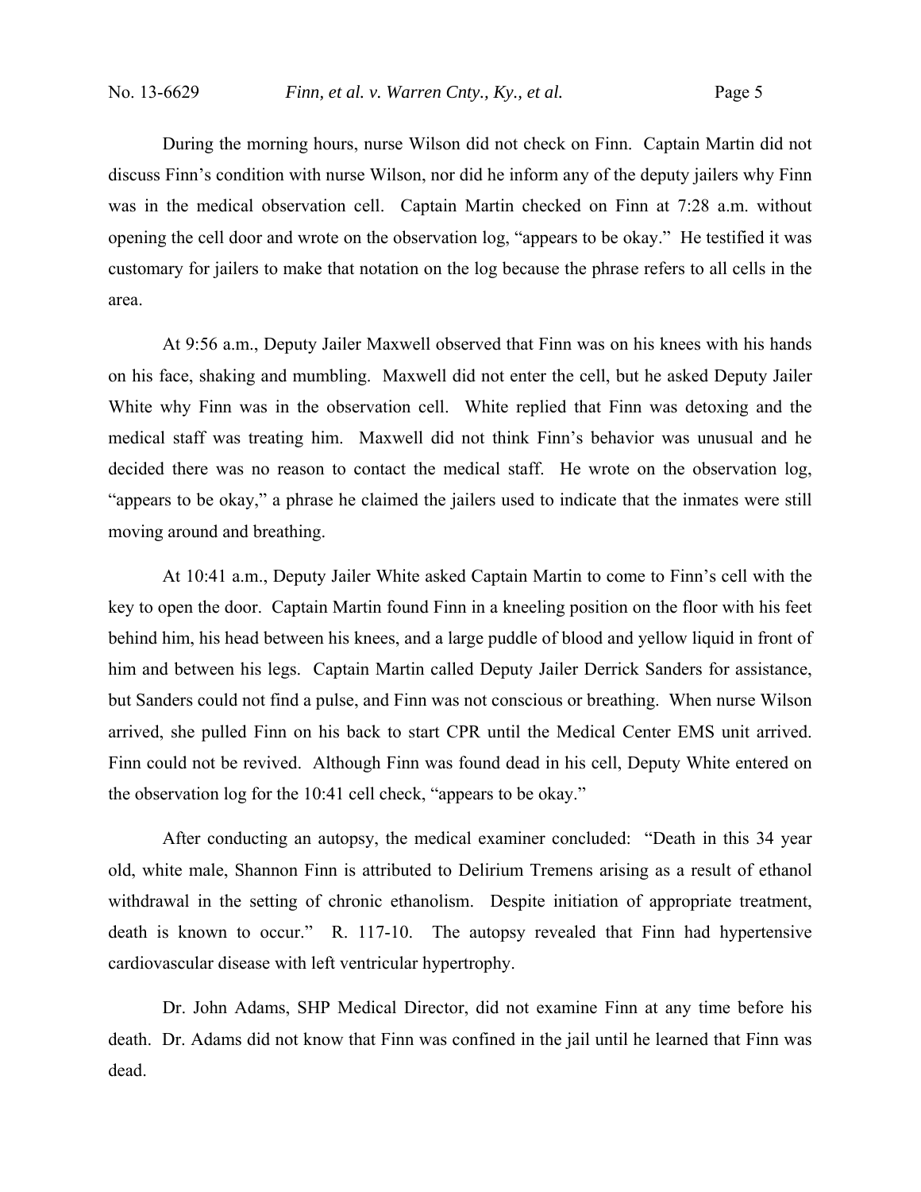During the morning hours, nurse Wilson did not check on Finn. Captain Martin did not discuss Finn's condition with nurse Wilson, nor did he inform any of the deputy jailers why Finn was in the medical observation cell. Captain Martin checked on Finn at 7:28 a.m. without opening the cell door and wrote on the observation log, "appears to be okay." He testified it was customary for jailers to make that notation on the log because the phrase refers to all cells in the area.

At 9:56 a.m., Deputy Jailer Maxwell observed that Finn was on his knees with his hands on his face, shaking and mumbling. Maxwell did not enter the cell, but he asked Deputy Jailer White why Finn was in the observation cell. White replied that Finn was detoxing and the medical staff was treating him. Maxwell did not think Finn's behavior was unusual and he decided there was no reason to contact the medical staff. He wrote on the observation log, "appears to be okay," a phrase he claimed the jailers used to indicate that the inmates were still moving around and breathing.

At 10:41 a.m., Deputy Jailer White asked Captain Martin to come to Finn's cell with the key to open the door. Captain Martin found Finn in a kneeling position on the floor with his feet behind him, his head between his knees, and a large puddle of blood and yellow liquid in front of him and between his legs. Captain Martin called Deputy Jailer Derrick Sanders for assistance, but Sanders could not find a pulse, and Finn was not conscious or breathing. When nurse Wilson arrived, she pulled Finn on his back to start CPR until the Medical Center EMS unit arrived. Finn could not be revived. Although Finn was found dead in his cell, Deputy White entered on the observation log for the 10:41 cell check, "appears to be okay."

After conducting an autopsy, the medical examiner concluded: "Death in this 34 year old, white male, Shannon Finn is attributed to Delirium Tremens arising as a result of ethanol withdrawal in the setting of chronic ethanolism. Despite initiation of appropriate treatment, death is known to occur." R. 117-10. The autopsy revealed that Finn had hypertensive cardiovascular disease with left ventricular hypertrophy.

Dr. John Adams, SHP Medical Director, did not examine Finn at any time before his death. Dr. Adams did not know that Finn was confined in the jail until he learned that Finn was dead.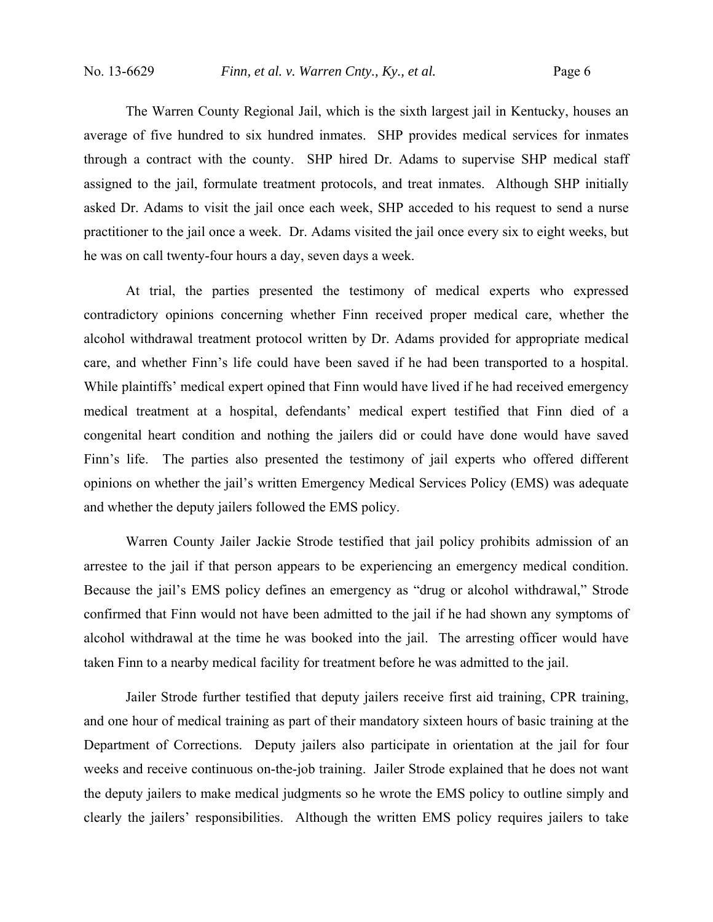The Warren County Regional Jail, which is the sixth largest jail in Kentucky, houses an average of five hundred to six hundred inmates. SHP provides medical services for inmates through a contract with the county. SHP hired Dr. Adams to supervise SHP medical staff assigned to the jail, formulate treatment protocols, and treat inmates. Although SHP initially asked Dr. Adams to visit the jail once each week, SHP acceded to his request to send a nurse practitioner to the jail once a week. Dr. Adams visited the jail once every six to eight weeks, but he was on call twenty-four hours a day, seven days a week.

At trial, the parties presented the testimony of medical experts who expressed contradictory opinions concerning whether Finn received proper medical care, whether the alcohol withdrawal treatment protocol written by Dr. Adams provided for appropriate medical care, and whether Finn's life could have been saved if he had been transported to a hospital. While plaintiffs' medical expert opined that Finn would have lived if he had received emergency medical treatment at a hospital, defendants' medical expert testified that Finn died of a congenital heart condition and nothing the jailers did or could have done would have saved Finn's life. The parties also presented the testimony of jail experts who offered different opinions on whether the jail's written Emergency Medical Services Policy (EMS) was adequate and whether the deputy jailers followed the EMS policy.

Warren County Jailer Jackie Strode testified that jail policy prohibits admission of an arrestee to the jail if that person appears to be experiencing an emergency medical condition. Because the jail's EMS policy defines an emergency as "drug or alcohol withdrawal," Strode confirmed that Finn would not have been admitted to the jail if he had shown any symptoms of alcohol withdrawal at the time he was booked into the jail. The arresting officer would have taken Finn to a nearby medical facility for treatment before he was admitted to the jail.

Jailer Strode further testified that deputy jailers receive first aid training, CPR training, and one hour of medical training as part of their mandatory sixteen hours of basic training at the Department of Corrections. Deputy jailers also participate in orientation at the jail for four weeks and receive continuous on-the-job training. Jailer Strode explained that he does not want the deputy jailers to make medical judgments so he wrote the EMS policy to outline simply and clearly the jailers' responsibilities. Although the written EMS policy requires jailers to take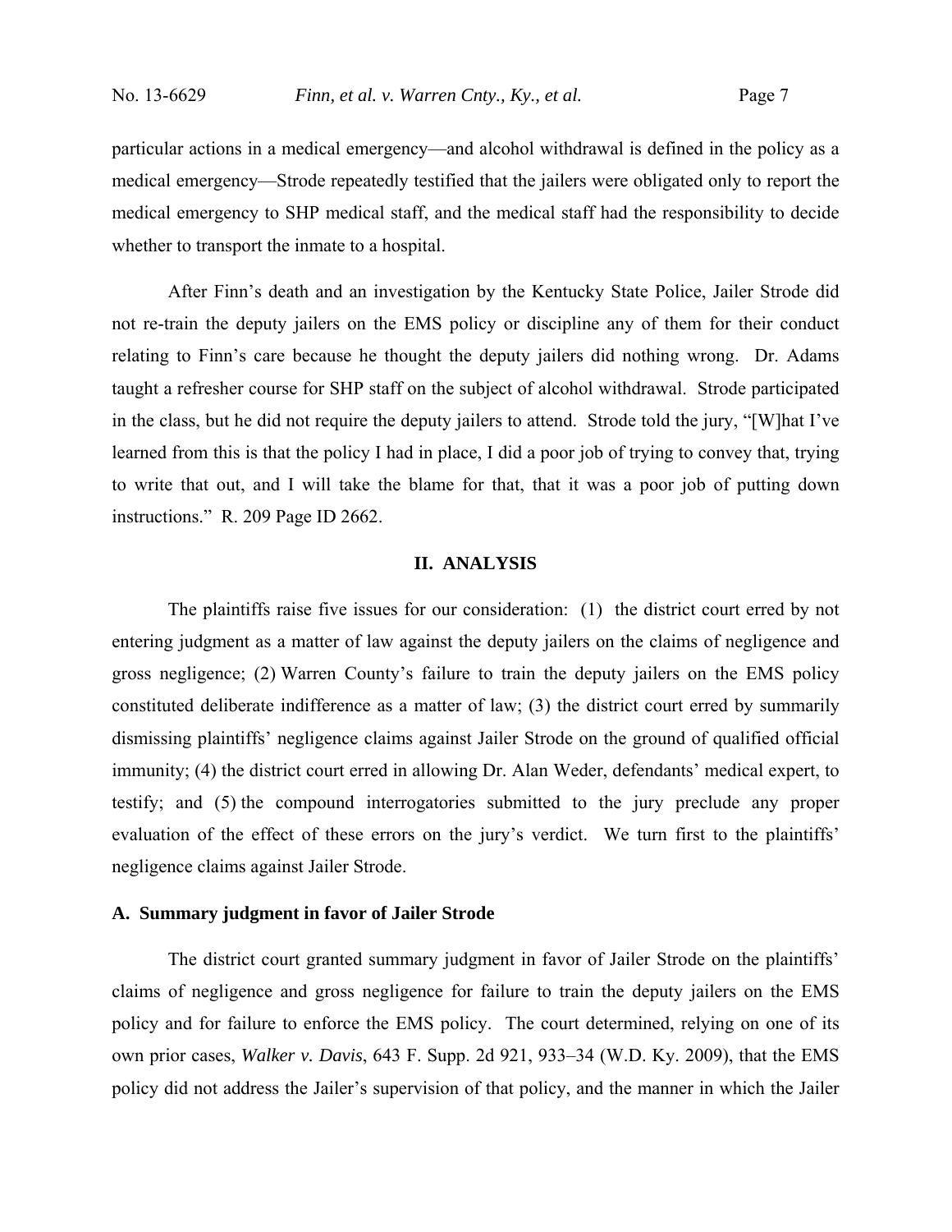particular actions in a medical emergency—and alcohol withdrawal is defined in the policy as a medical emergency—Strode repeatedly testified that the jailers were obligated only to report the medical emergency to SHP medical staff, and the medical staff had the responsibility to decide whether to transport the inmate to a hospital.

After Finn's death and an investigation by the Kentucky State Police, Jailer Strode did not re-train the deputy jailers on the EMS policy or discipline any of them for their conduct relating to Finn's care because he thought the deputy jailers did nothing wrong. Dr. Adams taught a refresher course for SHP staff on the subject of alcohol withdrawal. Strode participated in the class, but he did not require the deputy jailers to attend. Strode told the jury, "[W]hat I've learned from this is that the policy I had in place, I did a poor job of trying to convey that, trying to write that out, and I will take the blame for that, that it was a poor job of putting down instructions." R. 209 Page ID 2662.

## II. ANALYSIS

The plaintiffs raise five issues for our consideration: (1) the district court erred by not entering judgment as a matter of law against the deputy jailers on the claims of negligence and gross negligence; (2) Warren County's failure to train the deputy jailers on the EMS policy constituted deliberate indifference as a matter of law; (3) the district court erred by summarily dismissing plaintiffs' negligence claims against Jailer Strode on the ground of qualified official immunity; (4) the district court erred in allowing Dr. Alan Weder, defendants' medical expert, to testify; and (5) the compound interrogatories submitted to the jury preclude any proper evaluation of the effect of these errors on the jury's verdict. We turn first to the plaintiffs' negligence claims against Jailer Strode.

### A. Summary judgment in favor of Jailer Strode

The district court granted summary judgment in favor of Jailer Strode on the plaintiffs' claims of negligence and gross negligence for failure to train the deputy jailers on the EMS policy and for failure to enforce the EMS policy. The court determined, relying on one of its own prior cases, *Walker v. Davis*, 643 F. Supp. 2d 921, 933–34 (W.D. Ky. 2009), that the EMS policy did not address the Jailer's supervision of that policy, and the manner in which the Jailer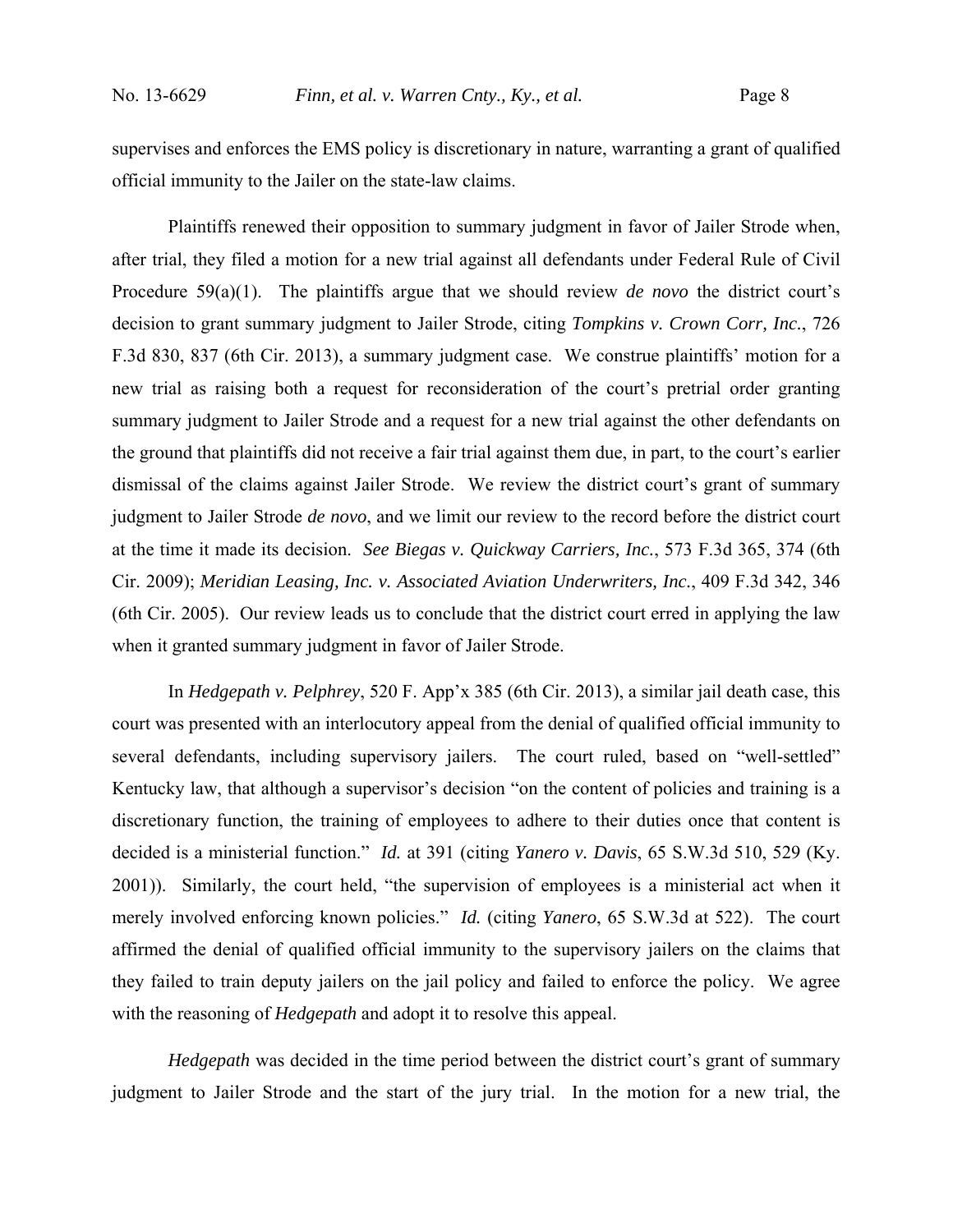supervises and enforces the EMS policy is discretionary in nature, warranting a grant of qualified official immunity to the Jailer on the state-law claims.

Plaintiffs renewed their opposition to summary judgment in favor of Jailer Strode when, after trial, they filed a motion for a new trial against all defendants under Federal Rule of Civil Procedure 59(a)(1). The plaintiffs argue that we should review *de novo* the district court's decision to grant summary judgment to Jailer Strode, citing *Tompkins v. Crown Corr, Inc.*, 726 F.3d 830, 837 (6th Cir. 2013), a summary judgment case. We construe plaintiffs' motion for a new trial as raising both a request for reconsideration of the court's pretrial order granting summary judgment to Jailer Strode and a request for a new trial against the other defendants on the ground that plaintiffs did not receive a fair trial against them due, in part, to the court's earlier dismissal of the claims against Jailer Strode. We review the district court's grant of summary judgment to Jailer Strode *de novo*, and we limit our review to the record before the district court at the time it made its decision. *See Biegas v. Quickway Carriers, Inc.*, 573 F.3d 365, 374 (6th Cir. 2009); *Meridian Leasing, Inc. v. Associated Aviation Underwriters, Inc.*, 409 F.3d 342, 346 (6th Cir. 2005). Our review leads us to conclude that the district court erred in applying the law when it granted summary judgment in favor of Jailer Strode.

In *Hedgepath v. Pelphrey*, 520 F. App'x 385 (6th Cir. 2013), a similar jail death case, this court was presented with an interlocutory appeal from the denial of qualified official immunity to several defendants, including supervisory jailers. The court ruled, based on "well-settled" Kentucky law, that although a supervisor's decision "on the content of policies and training is a discretionary function, the training of employees to adhere to their duties once that content is decided is a ministerial function." *Id.* at 391 (citing *Yanero v. Davis*, 65 S.W.3d 510, 529 (Ky. 2001)). Similarly, the court held, "the supervision of employees is a ministerial act when it merely involved enforcing known policies." *Id.* (citing *Yanero*, 65 S.W.3d at 522). The court affirmed the denial of qualified official immunity to the supervisory jailers on the claims that they failed to train deputy jailers on the jail policy and failed to enforce the policy. We agree with the reasoning of *Hedgepath* and adopt it to resolve this appeal.

*Hedgepath* was decided in the time period between the district court's grant of summary judgment to Jailer Strode and the start of the jury trial. In the motion for a new trial, the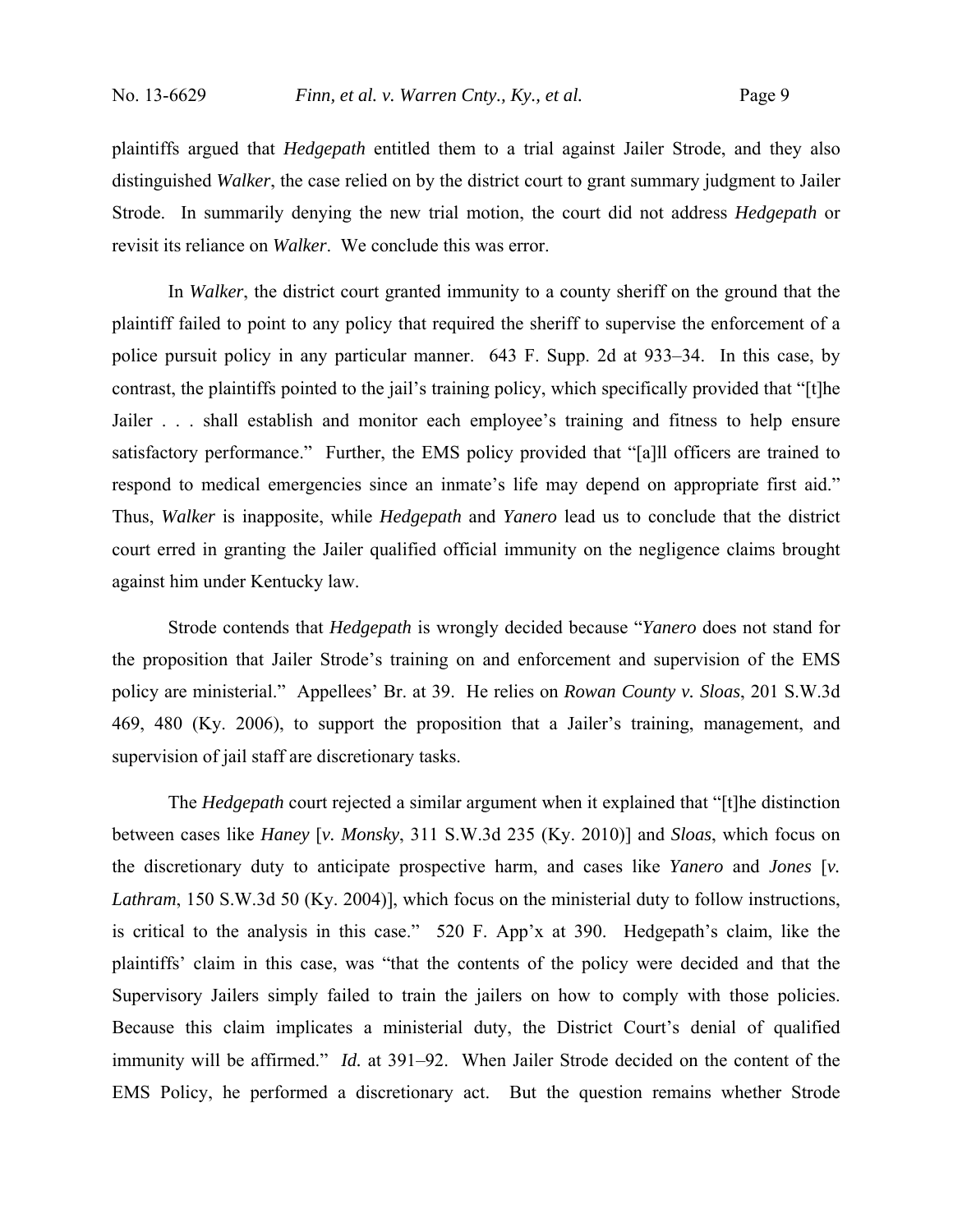plaintiffs argued that *Hedgepath* entitled them to a trial against Jailer Strode, and they also distinguished *Walker*, the case relied on by the district court to grant summary judgment to Jailer Strode. In summarily denying the new trial motion, the court did not address *Hedgepath* or revisit its reliance on *Walker*. We conclude this was error.

In *Walker*, the district court granted immunity to a county sheriff on the ground that the plaintiff failed to point to any policy that required the sheriff to supervise the enforcement of a police pursuit policy in any particular manner. 643 F. Supp. 2d at 933–34. In this case, by contrast, the plaintiffs pointed to the jail's training policy, which specifically provided that "[t]he Jailer . . . shall establish and monitor each employee's training and fitness to help ensure satisfactory performance." Further, the EMS policy provided that "[a]ll officers are trained to respond to medical emergencies since an inmate's life may depend on appropriate first aid." Thus, *Walker* is inapposite, while *Hedgepath* and *Yanero* lead us to conclude that the district court erred in granting the Jailer qualified official immunity on the negligence claims brought against him under Kentucky law.

Strode contends that *Hedgepath* is wrongly decided because "*Yanero* does not stand for the proposition that Jailer Strode's training on and enforcement and supervision of the EMS policy are ministerial." Appellees' Br. at 39. He relies on *Rowan County v. Sloas*, 201 S.W.3d 469, 480 (Ky. 2006), to support the proposition that a Jailer's training, management, and supervision of jail staff are discretionary tasks.

The *Hedgepath* court rejected a similar argument when it explained that "[t]he distinction between cases like *Haney* [*v. Monsky*, 311 S.W.3d 235 (Ky. 2010)] and *Sloas*, which focus on the discretionary duty to anticipate prospective harm, and cases like *Yanero* and *Jones* [*v. Lathram*, 150 S.W.3d 50 (Ky. 2004)], which focus on the ministerial duty to follow instructions, is critical to the analysis in this case." 520 F. App'x at 390. Hedgepath's claim, like the plaintiffs' claim in this case, was "that the contents of the policy were decided and that the Supervisory Jailers simply failed to train the jailers on how to comply with those policies. Because this claim implicates a ministerial duty, the District Court's denial of qualified immunity will be affirmed." *Id.* at 391–92. When Jailer Strode decided on the content of the EMS Policy, he performed a discretionary act. But the question remains whether Strode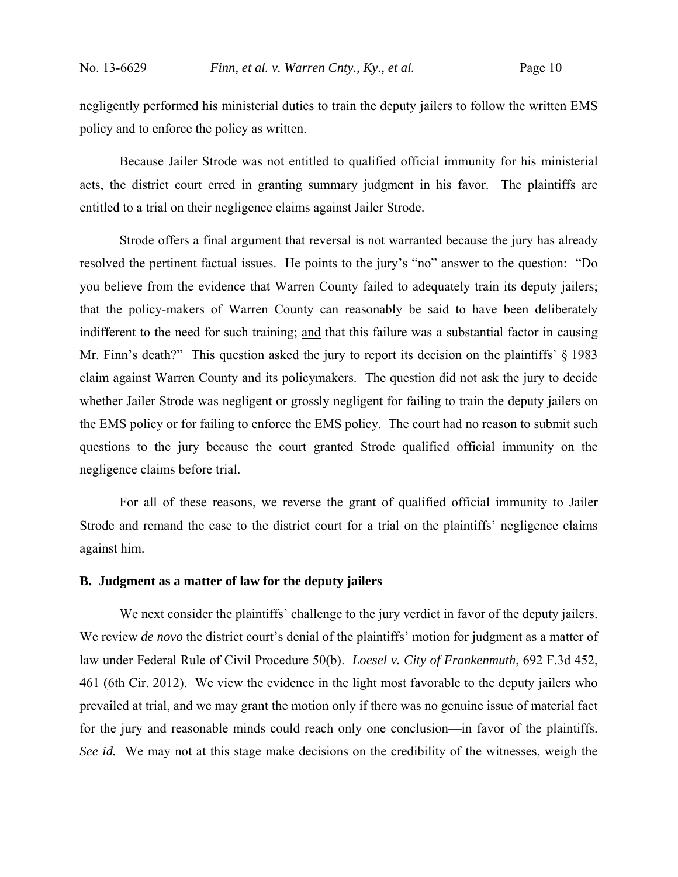negligently performed his ministerial duties to train the deputy jailers to follow the written EMS policy and to enforce the policy as written.

Because Jailer Strode was not entitled to qualified official immunity for his ministerial acts, the district court erred in granting summary judgment in his favor. The plaintiffs are entitled to a trial on their negligence claims against Jailer Strode.

Strode offers a final argument that reversal is not warranted because the jury has already resolved the pertinent factual issues. He points to the jury's "no" answer to the question: "Do you believe from the evidence that Warren County failed to adequately train its deputy jailers; that the policy-makers of Warren County can reasonably be said to have been deliberately indifferent to the need for such training; <u>and</u> that this failure was a substantial factor in causing Mr. Finn's death?" This question asked the jury to report its decision on the plaintiffs' § 1983 claim against Warren County and its policymakers. The question did not ask the jury to decide whether Jailer Strode was negligent or grossly negligent for failing to train the deputy jailers on the EMS policy or for failing to enforce the EMS policy. The court had no reason to submit such questions to the jury because the court granted Strode qualified official immunity on the negligence claims before trial.

For all of these reasons, we reverse the grant of qualified official immunity to Jailer Strode and remand the case to the district court for a trial on the plaintiffs' negligence claims against him.

**B. Judgment as a matter of law for the deputy jailers**

We next consider the plaintiffs' challenge to the jury verdict in favor of the deputy jailers. We review *de novo* the district court's denial of the plaintiffs' motion for judgment as a matter of law under Federal Rule of Civil Procedure 50(b). *Loesel v. City of Frankenmuth*, 692 F.3d 452, 461 (6th Cir. 2012). We view the evidence in the light most favorable to the deputy jailers who prevailed at trial, and we may grant the motion only if there was no genuine issue of material fact for the jury and reasonable minds could reach only one conclusion—in favor of the plaintiffs. *See id.* We may not at this stage make decisions on the credibility of the witnesses, weigh the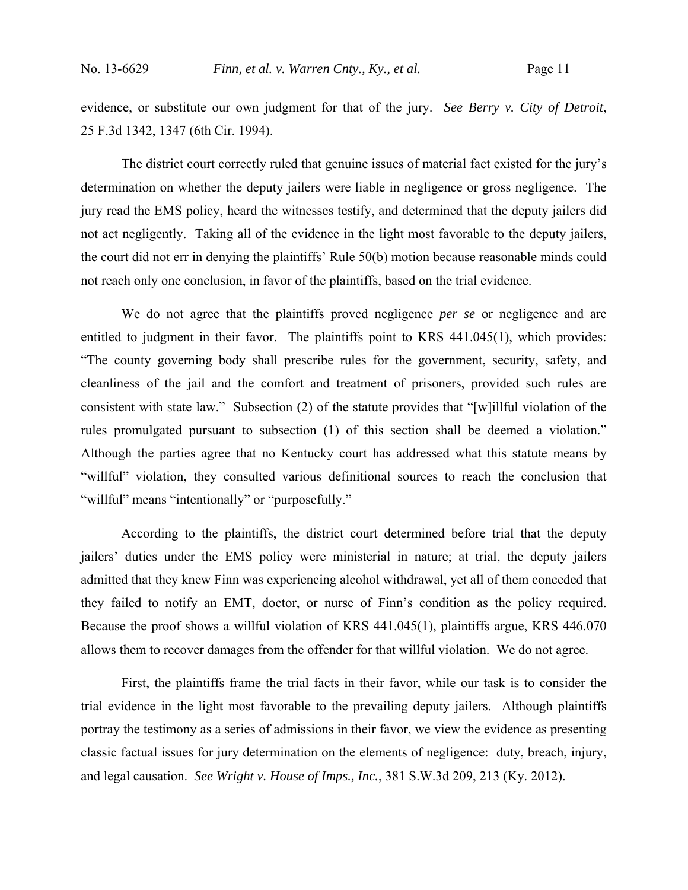evidence, or substitute our own judgment for that of the jury. *See Berry v. City of Detroit*, 25 F.3d 1342, 1347 (6th Cir. 1994).

The district court correctly ruled that genuine issues of material fact existed for the jury's determination on whether the deputy jailers were liable in negligence or gross negligence. The jury read the EMS policy, heard the witnesses testify, and determined that the deputy jailers did not act negligently. Taking all of the evidence in the light most favorable to the deputy jailers, the court did not err in denying the plaintiffs' Rule 50(b) motion because reasonable minds could not reach only one conclusion, in favor of the plaintiffs, based on the trial evidence.

We do not agree that the plaintiffs proved negligence *per se* or negligence and are entitled to judgment in their favor. The plaintiffs point to KRS 441.045(1), which provides: "The county governing body shall prescribe rules for the government, security, safety, and cleanliness of the jail and the comfort and treatment of prisoners, provided such rules are consistent with state law." Subsection (2) of the statute provides that "[w]illful violation of the rules promulgated pursuant to subsection (1) of this section shall be deemed a violation." Although the parties agree that no Kentucky court has addressed what this statute means by "willful" violation, they consulted various definitional sources to reach the conclusion that "willful" means "intentionally" or "purposefully."

According to the plaintiffs, the district court determined before trial that the deputy jailers' duties under the EMS policy were ministerial in nature; at trial, the deputy jailers admitted that they knew Finn was experiencing alcohol withdrawal, yet all of them conceded that they failed to notify an EMT, doctor, or nurse of Finn's condition as the policy required. Because the proof shows a willful violation of KRS 441.045(1), plaintiffs argue, KRS 446.070 allows them to recover damages from the offender for that willful violation. We do not agree.

First, the plaintiffs frame the trial facts in their favor, while our task is to consider the trial evidence in the light most favorable to the prevailing deputy jailers. Although plaintiffs portray the testimony as a series of admissions in their favor, we view the evidence as presenting classic factual issues for jury determination on the elements of negligence: duty, breach, injury, and legal causation. *See Wright v. House of Imps., Inc.*, 381 S.W.3d 209, 213 (Ky. 2012).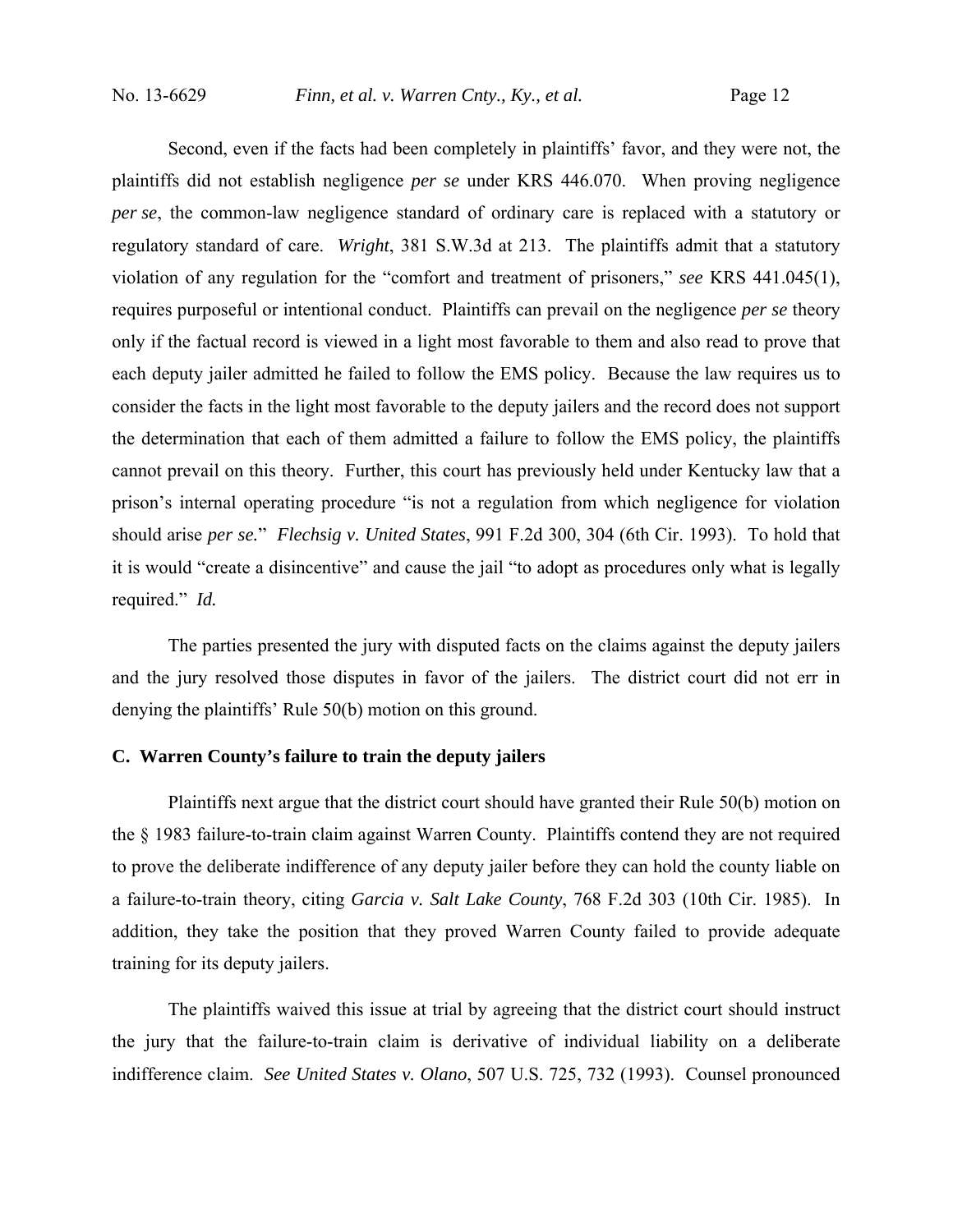Second, even if the facts had been completely in plaintiffs' favor, and they were not, the plaintiffs did not establish negligence *per se* under KRS 446.070. When proving negligence *per se*, the common-law negligence standard of ordinary care is replaced with a statutory or regulatory standard of care. *Wright*, 381 S.W.3d at 213. The plaintiffs admit that a statutory violation of any regulation for the "comfort and treatment of prisoners," *see* KRS 441.045(1), requires purposeful or intentional conduct. Plaintiffs can prevail on the negligence *per se* theory only if the factual record is viewed in a light most favorable to them and also read to prove that each deputy jailer admitted he failed to follow the EMS policy. Because the law requires us to consider the facts in the light most favorable to the deputy jailers and the record does not support the determination that each of them admitted a failure to follow the EMS policy, the plaintiffs cannot prevail on this theory. Further, this court has previously held under Kentucky law that a prison's internal operating procedure "is not a regulation from which negligence for violation should arise *per se.*" *Flechsig v. United States*, 991 F.2d 300, 304 (6th Cir. 1993). To hold that it is would "create a disincentive" and cause the jail "to adopt as procedures only what is legally required." *Id.*

The parties presented the jury with disputed facts on the claims against the deputy jailers and the jury resolved those disputes in favor of the jailers. The district court did not err in denying the plaintiffs' Rule 50(b) motion on this ground.

**C. Warren County's failure to train the deputy jailers**

Plaintiffs next argue that the district court should have granted their Rule 50(b) motion on the § 1983 failure-to-train claim against Warren County. Plaintiffs contend they are not required to prove the deliberate indifference of any deputy jailer before they can hold the county liable on a failure-to-train theory, citing *Garcia v. Salt Lake County*, 768 F.2d 303 (10th Cir. 1985). In addition, they take the position that they proved Warren County failed to provide adequate training for its deputy jailers.

The plaintiffs waived this issue at trial by agreeing that the district court should instruct the jury that the failure-to-train claim is derivative of individual liability on a deliberate indifference claim. *See United States v. Olano*, 507 U.S. 725, 732 (1993). Counsel pronounced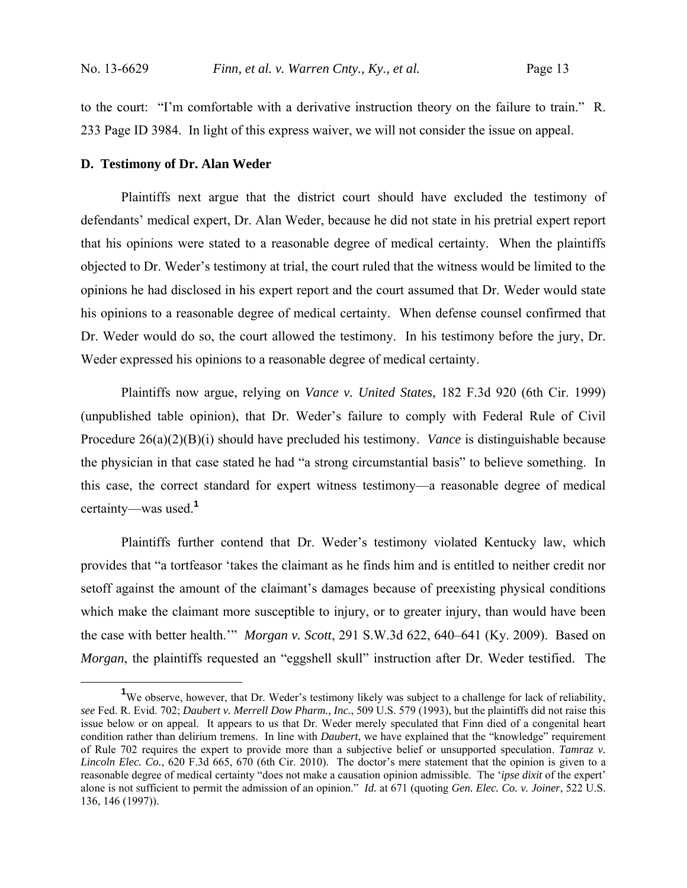to the court: "I'm comfortable with a derivative instruction theory on the failure to train." R. 233 Page ID 3984. In light of this express waiver, we will not consider the issue on appeal.

**D. Testimony of Dr. Alan Weder**

Plaintiffs next argue that the district court should have excluded the testimony of defendants' medical expert, Dr. Alan Weder, because he did not state in his pretrial expert report that his opinions were stated to a reasonable degree of medical certainty. When the plaintiffs objected to Dr. Weder's testimony at trial, the court ruled that the witness would be limited to the opinions he had disclosed in his expert report and the court assumed that Dr. Weder would state his opinions to a reasonable degree of medical certainty. When defense counsel confirmed that Dr. Weder would do so, the court allowed the testimony. In his testimony before the jury, Dr. Weder expressed his opinions to a reasonable degree of medical certainty.

Plaintiffs now argue, relying on *Vance v. United States*, 182 F.3d 920 (6th Cir. 1999) (unpublished table opinion), that Dr. Weder's failure to comply with Federal Rule of Civil Procedure 26(a)(2)(B)(i) should have precluded his testimony. *Vance* is distinguishable because the physician in that case stated he had "a strong circumstantial basis" to believe something. In this case, the correct standard for expert witness testimony—a reasonable degree of medical certainty—was used.[1]

Plaintiffs further contend that Dr. Weder's testimony violated Kentucky law, which provides that "a tortfeasor 'takes the claimant as he finds him and is entitled to neither credit nor setoff against the amount of the claimant's damages because of preexisting physical conditions which make the claimant more susceptible to injury, or to greater injury, than would have been the case with better health.'" *Morgan v. Scott*, 291 S.W.3d 622, 640–641 (Ky. 2009). Based on *Morgan*, the plaintiffs requested an "eggshell skull" instruction after Dr. Weder testified. The

---

[1] We observe, however, that Dr. Weder's testimony likely was subject to a challenge for lack of reliability, *see* Fed. R. Evid. 702; *Daubert v. Merrell Dow Pharm., Inc.*, 509 U.S. 579 (1993), but the plaintiffs did not raise this issue below or on appeal. It appears to us that Dr. Weder merely speculated that Finn died of a congenital heart condition rather than delirium tremens. In line with *Daubert*, we have explained that the "knowledge" requirement of Rule 702 requires the expert to provide more than a subjective belief or unsupported speculation. *Tamraz v. Lincoln Elec. Co.*, 620 F.3d 665, 670 (6th Cir. 2010). The doctor's mere statement that the opinion is given to a reasonable degree of medical certainty "does not make a causation opinion admissible. The '*ipse dixit* of the expert' alone is not sufficient to permit the admission of an opinion." *Id.* at 671 (quoting *Gen. Elec. Co. v. Joiner*, 522 U.S. 136, 146 (1997)).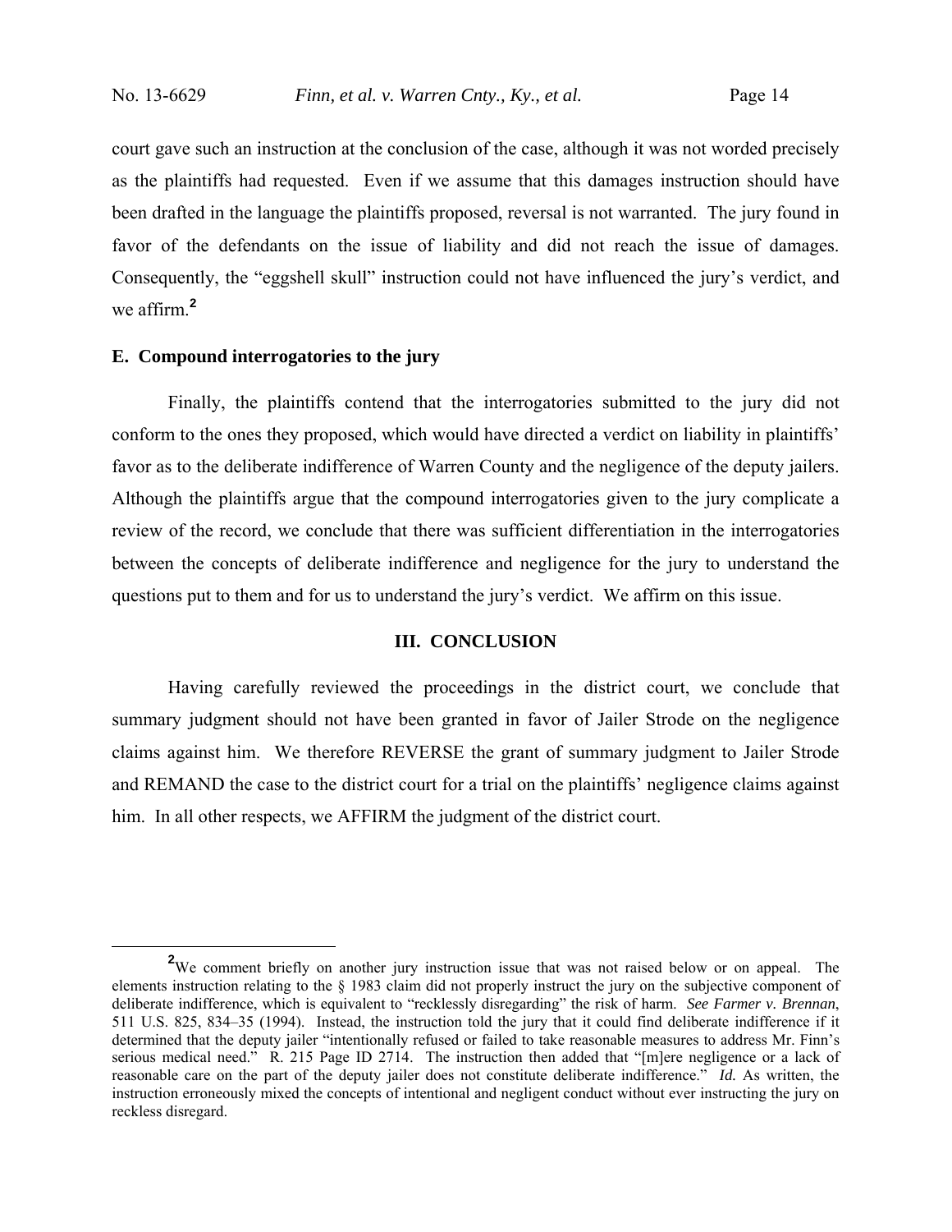court gave such an instruction at the conclusion of the case, although it was not worded precisely as the plaintiffs had requested. Even if we assume that this damages instruction should have been drafted in the language the plaintiffs proposed, reversal is not warranted. The jury found in favor of the defendants on the issue of liability and did not reach the issue of damages. Consequently, the "eggshell skull" instruction could not have influenced the jury's verdict, and we affirm.[2]

### E. Compound interrogatories to the jury

Finally, the plaintiffs contend that the interrogatories submitted to the jury did not conform to the ones they proposed, which would have directed a verdict on liability in plaintiffs' favor as to the deliberate indifference of Warren County and the negligence of the deputy jailers. Although the plaintiffs argue that the compound interrogatories given to the jury complicate a review of the record, we conclude that there was sufficient differentiation in the interrogatories between the concepts of deliberate indifference and negligence for the jury to understand the questions put to them and for us to understand the jury's verdict. We affirm on this issue.

## III. CONCLUSION

Having carefully reviewed the proceedings in the district court, we conclude that summary judgment should not have been granted in favor of Jailer Strode on the negligence claims against him. We therefore REVERSE the grant of summary judgment to Jailer Strode and REMAND the case to the district court for a trial on the plaintiffs' negligence claims against him. In all other respects, we AFFIRM the judgment of the district court.

---

[2] We comment briefly on another jury instruction issue that was not raised below or on appeal. The elements instruction relating to the § 1983 claim did not properly instruct the jury on the subjective component of deliberate indifference, which is equivalent to "recklessly disregarding" the risk of harm. *See Farmer v. Brennan*, 511 U.S. 825, 834–35 (1994). Instead, the instruction told the jury that it could find deliberate indifference if it determined that the deputy jailer "intentionally refused or failed to take reasonable measures to address Mr. Finn's serious medical need." R. 215 Page ID 2714. The instruction then added that "[m]ere negligence or a lack of reasonable care on the part of the deputy jailer does not constitute deliberate indifference." *Id.* As written, the instruction erroneously mixed the concepts of intentional and negligent conduct without ever instructing the jury on reckless disregard.